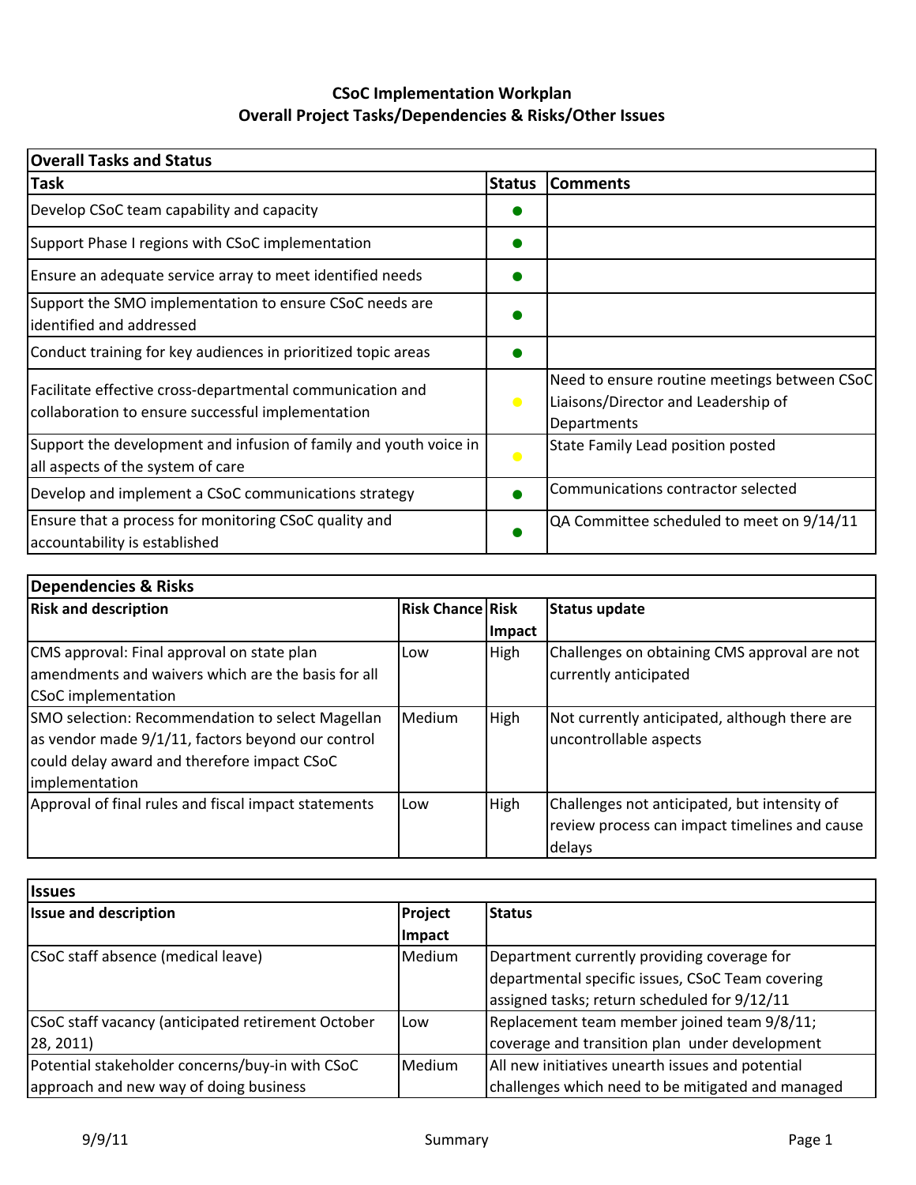# CSoC Implementation Workplan
## Overall Project Tasks/Dependencies & Risks/Other Issues

| Overall Tasks and Status | | |
|---|---|---|
| **Task** | **Status** | **Comments** |
| Develop CSoC team capability and capacity | ● (green) | |
| Support Phase I regions with CSoC implementation | ● (green) | |
| Ensure an adequate service array to meet identified needs | ● (green) | |
| Support the SMO implementation to ensure CSoC needs are identified and addressed | ● (green) | |
| Conduct training for key audiences in prioritized topic areas | ● (green) | |
| Facilitate effective cross-departmental communication and collaboration to ensure successful implementation | ● (yellow) | Need to ensure routine meetings between CSoC Liaisons/Director and Leadership of Departments |
| Support the development and infusion of family and youth voice in all aspects of the system of care | ● (yellow) | State Family Lead position posted |
| Develop and implement a CSoC communications strategy | ● (green) | Communications contractor selected |
| Ensure that a process for monitoring CSoC quality and accountability is established | ● (green) | QA Committee scheduled to meet on 9/14/11 |

| Dependencies & Risks | | | |
|---|---|---|---|
| **Risk and description** | **Risk Chance** | **Risk Impact** | **Status update** |
| CMS approval: Final approval on state plan amendments and waivers which are the basis for all CSoC implementation | Low | High | Challenges on obtaining CMS approval are not currently anticipated |
| SMO selection: Recommendation to select Magellan as vendor made 9/1/11, factors beyond our control could delay award and therefore impact CSoC implementation | Medium | High | Not currently anticipated, although there are uncontrollable aspects |
| Approval of final rules and fiscal impact statements | Low | High | Challenges not anticipated, but intensity of review process can impact timelines and cause delays |

| Issues | | |
|---|---|---|
| **Issue and description** | **Project Impact** | **Status** |
| CSoC staff absence (medical leave) | Medium | Department currently providing coverage for departmental specific issues, CSoC Team covering assigned tasks; return scheduled for 9/12/11 |
| CSoC staff vacancy (anticipated retirement October 28, 2011) | Low | Replacement team member joined team 9/8/11; coverage and transition plan under development |
| Potential stakeholder concerns/buy-in with CSoC approach and new way of doing business | Medium | All new initiatives unearth issues and potential challenges which need to be mitigated and managed |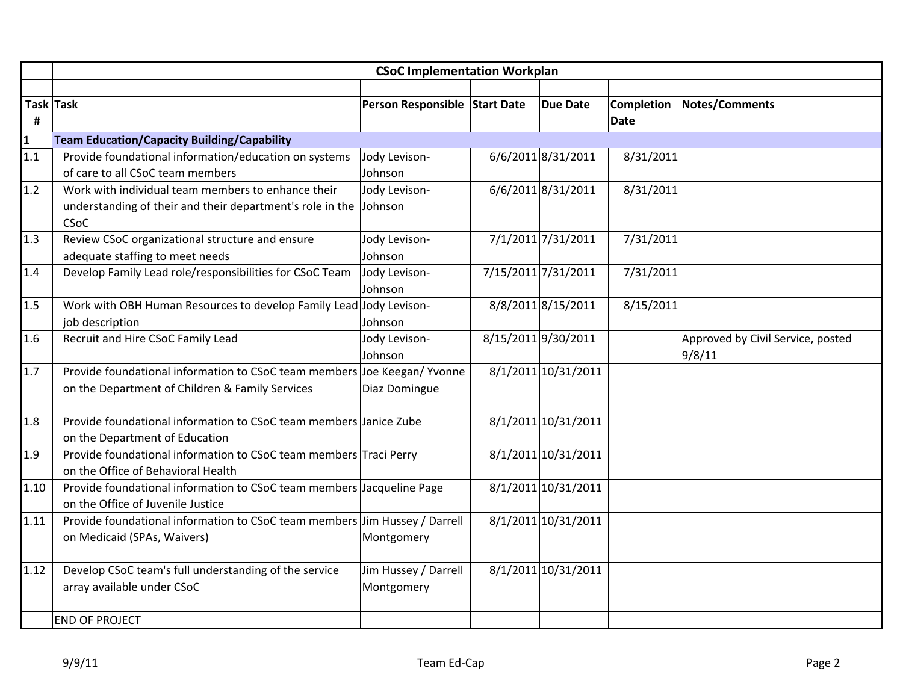| Task # | Task | Person Responsible | Start Date | Due Date | Completion Date | Notes/Comments |
|---|---|---|---|---|---|---|
| | **CSoC Implementation Workplan** | | | | | |
| **1** | **Team Education/Capacity Building/Capability** | | | | | |
| 1.1 | Provide foundational information/education on systems of care to all CSoC team members | Jody Levison-Johnson | 6/6/2011 | 8/31/2011 | 8/31/2011 | |
| 1.2 | Work with individual team members to enhance their understanding of their and their department's role in the CSoC | Jody Levison-Johnson | 6/6/2011 | 8/31/2011 | 8/31/2011 | |
| 1.3 | Review CSoC organizational structure and ensure adequate staffing to meet needs | Jody Levison-Johnson | 7/1/2011 | 7/31/2011 | 7/31/2011 | |
| 1.4 | Develop Family Lead role/responsibilities for CSoC Team | Jody Levison-Johnson | 7/15/2011 | 7/31/2011 | 7/31/2011 | |
| 1.5 | Work with OBH Human Resources to develop Family Lead job description | Jody Levison-Johnson | 8/8/2011 | 8/15/2011 | 8/15/2011 | |
| 1.6 | Recruit and Hire CSoC Family Lead | Jody Levison-Johnson | 8/15/2011 | 9/30/2011 | | Approved by Civil Service, posted 9/8/11 |
| 1.7 | Provide foundational information to CSoC team members on the Department of Children & Family Services | Joe Keegan/ Yvonne Diaz Domingue | 8/1/2011 | 10/31/2011 | | |
| 1.8 | Provide foundational information to CSoC team members on the Department of Education | Janice Zube | 8/1/2011 | 10/31/2011 | | |
| 1.9 | Provide foundational information to CSoC team members on the Office of Behavioral Health | Traci Perry | 8/1/2011 | 10/31/2011 | | |
| 1.10 | Provide foundational information to CSoC team members on the Office of Juvenile Justice | Jacqueline Page | 8/1/2011 | 10/31/2011 | | |
| 1.11 | Provide foundational information to CSoC team members on Medicaid (SPAs, Waivers) | Jim Hussey / Darrell Montgomery | 8/1/2011 | 10/31/2011 | | |
| 1.12 | Develop CSoC team's full understanding of the service array available under CSoC | Jim Hussey / Darrell Montgomery | 8/1/2011 | 10/31/2011 | | |
| | END OF PROJECT | | | | | |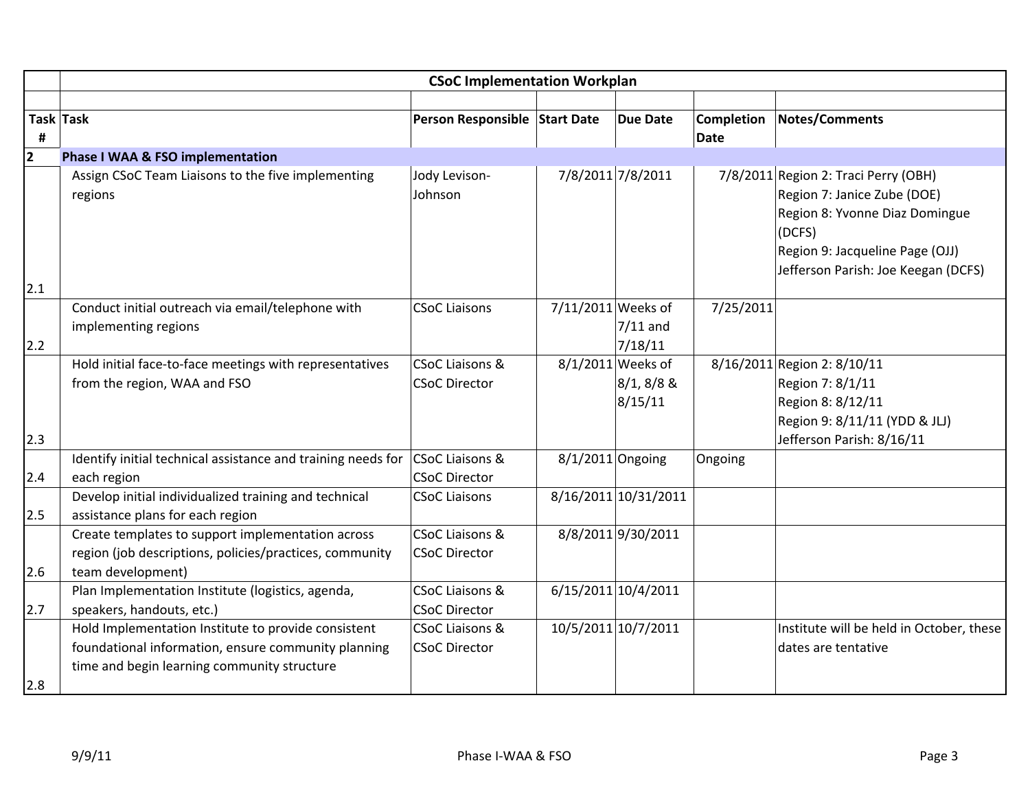| | **CSoC Implementation Workplan** | | | | | |
|---|---|---|---|---|---|---|
| **Task #** | **Task** | **Person Responsible** | **Start Date** | **Due Date** | **Completion Date** | **Notes/Comments** |
| **2** | **Phase I WAA & FSO implementation** | | | | | |
| 2.1 | Assign CSoC Team Liaisons to the five implementing regions | Jody Levison-Johnson | 7/8/2011 | 7/8/2011 | 7/8/2011 | Region 2: Traci Perry (OBH)<br>Region 7: Janice Zube (DOE)<br>Region 8: Yvonne Diaz Domingue (DCFS)<br>Region 9: Jacqueline Page (OJJ)<br>Jefferson Parish: Joe Keegan (DCFS) |
| 2.2 | Conduct initial outreach via email/telephone with implementing regions | CSoC Liaisons | 7/11/2011 | Weeks of 7/11 and 7/18/11 | 7/25/2011 | |
| 2.3 | Hold initial face-to-face meetings with representatives from the region, WAA and FSO | CSoC Liaisons & CSoC Director | 8/1/2011 | Weeks of 8/1, 8/8 & 8/15/11 | 8/16/2011 | Region 2: 8/10/11<br>Region 7: 8/1/11<br>Region 8: 8/12/11<br>Region 9: 8/11/11 (YDD & JLJ)<br>Jefferson Parish: 8/16/11 |
| 2.4 | Identify initial technical assistance and training needs for each region | CSoC Liaisons & CSoC Director | 8/1/2011 | Ongoing | Ongoing | |
| 2.5 | Develop initial individualized training and technical assistance plans for each region | CSoC Liaisons | 8/16/2011 | 10/31/2011 | | |
| 2.6 | Create templates to support implementation across region (job descriptions, policies/practices, community team development) | CSoC Liaisons & CSoC Director | 8/8/2011 | 9/30/2011 | | |
| 2.7 | Plan Implementation Institute (logistics, agenda, speakers, handouts, etc.) | CSoC Liaisons & CSoC Director | 6/15/2011 | 10/4/2011 | | |
| 2.8 | Hold Implementation Institute to provide consistent foundational information, ensure community planning time and begin learning community structure | CSoC Liaisons & CSoC Director | 10/5/2011 | 10/7/2011 | | Institute will be held in October, these dates are tentative |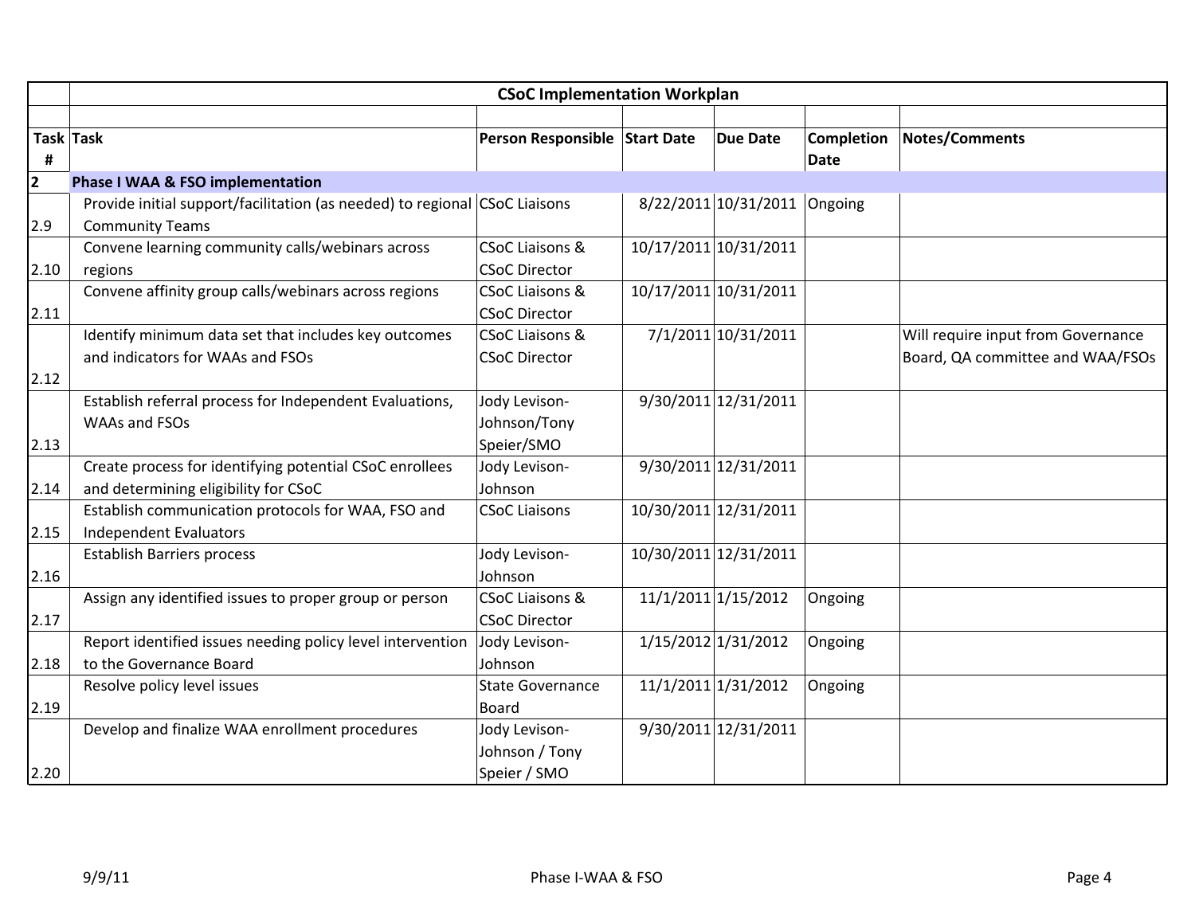| | CSoC Implementation Workplan | | | | | |
|---|---|---|---|---|---|---|
| **Task #** | **Task** | **Person Responsible** | **Start Date** | **Due Date** | **Completion Date** | **Notes/Comments** |
| **2** | **Phase I WAA & FSO implementation** | | | | | |
| 2.9 | Provide initial support/facilitation (as needed) to regional Community Teams | CSoC Liaisons | 8/22/2011 | 10/31/2011 | Ongoing | |
| 2.10 | Convene learning community calls/webinars across regions | CSoC Liaisons & CSoC Director | 10/17/2011 | 10/31/2011 | | |
| 2.11 | Convene affinity group calls/webinars across regions | CSoC Liaisons & CSoC Director | 10/17/2011 | 10/31/2011 | | |
| 2.12 | Identify minimum data set that includes key outcomes and indicators for WAAs and FSOs | CSoC Liaisons & CSoC Director | 7/1/2011 | 10/31/2011 | | Will require input from Governance Board, QA committee and WAA/FSOs |
| 2.13 | Establish referral process for Independent Evaluations, WAAs and FSOs | Jody Levison-Johnson/Tony Speier/SMO | 9/30/2011 | 12/31/2011 | | |
| 2.14 | Create process for identifying potential CSoC enrollees and determining eligibility for CSoC | Jody Levison-Johnson | 9/30/2011 | 12/31/2011 | | |
| 2.15 | Establish communication protocols for WAA, FSO and Independent Evaluators | CSoC Liaisons | 10/30/2011 | 12/31/2011 | | |
| 2.16 | Establish Barriers process | Jody Levison-Johnson | 10/30/2011 | 12/31/2011 | | |
| 2.17 | Assign any identified issues to proper group or person | CSoC Liaisons & CSoC Director | 11/1/2011 | 1/15/2012 | Ongoing | |
| 2.18 | Report identified issues needing policy level intervention to the Governance Board | Jody Levison-Johnson | 1/15/2012 | 1/31/2012 | Ongoing | |
| 2.19 | Resolve policy level issues | State Governance Board | 11/1/2011 | 1/31/2012 | Ongoing | |
| 2.20 | Develop and finalize WAA enrollment procedures | Jody Levison-Johnson / Tony Speier / SMO | 9/30/2011 | 12/31/2011 | | |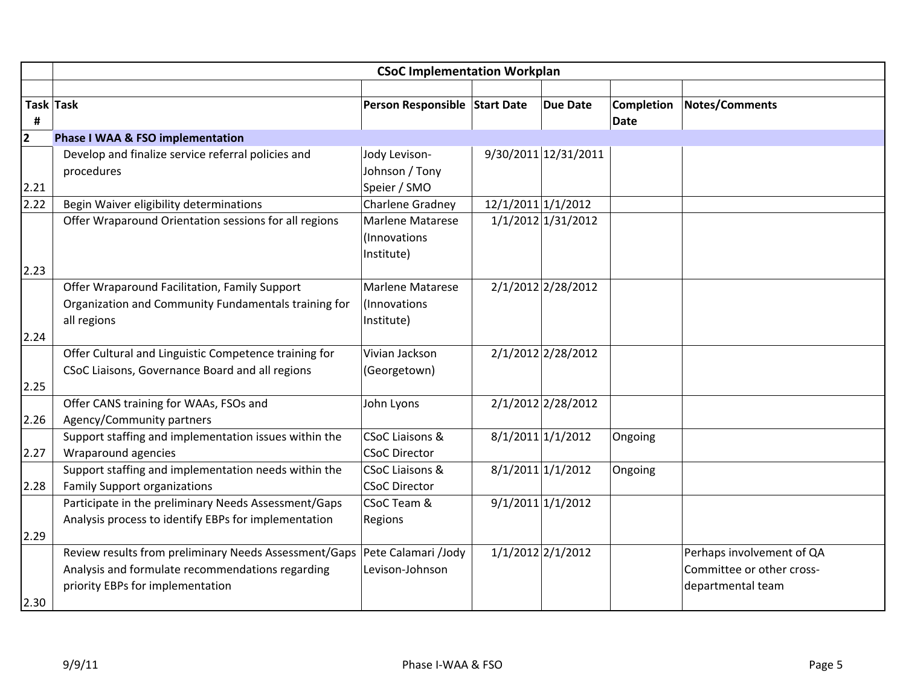| | CSoC Implementation Workplan | | | | | |
|---|---|---|---|---|---|---|
| **Task #** | **Task** | **Person Responsible** | **Start Date** | **Due Date** | **Completion Date** | **Notes/Comments** |
| **2** | **Phase I WAA & FSO implementation** | | | | | |
| 2.21 | Develop and finalize service referral policies and procedures | Jody Levison-Johnson / Tony Speier / SMO | 9/30/2011 | 12/31/2011 | | |
| 2.22 | Begin Waiver eligibility determinations | Charlene Gradney | 12/1/2011 | 1/1/2012 | | |
| 2.23 | Offer Wraparound Orientation sessions for all regions | Marlene Matarese (Innovations Institute) | 1/1/2012 | 1/31/2012 | | |
| 2.24 | Offer Wraparound Facilitation, Family Support Organization and Community Fundamentals training for all regions | Marlene Matarese (Innovations Institute) | 2/1/2012 | 2/28/2012 | | |
| 2.25 | Offer Cultural and Linguistic Competence training for CSoC Liaisons, Governance Board and all regions | Vivian Jackson (Georgetown) | 2/1/2012 | 2/28/2012 | | |
| 2.26 | Offer CANS training for WAAs, FSOs and Agency/Community partners | John Lyons | 2/1/2012 | 2/28/2012 | | |
| 2.27 | Support staffing and implementation issues within the Wraparound agencies | CSoC Liaisons & CSoC Director | 8/1/2011 | 1/1/2012 | Ongoing | |
| 2.28 | Support staffing and implementation needs within the Family Support organizations | CSoC Liaisons & CSoC Director | 8/1/2011 | 1/1/2012 | Ongoing | |
| 2.29 | Participate in the preliminary Needs Assessment/Gaps Analysis process to identify EBPs for implementation | CSoC Team & Regions | 9/1/2011 | 1/1/2012 | | |
| 2.30 | Review results from preliminary Needs Assessment/Gaps Analysis and formulate recommendations regarding priority EBPs for implementation | Pete Calamari /Jody Levison-Johnson | 1/1/2012 | 2/1/2012 | | Perhaps involvement of QA Committee or other cross-departmental team |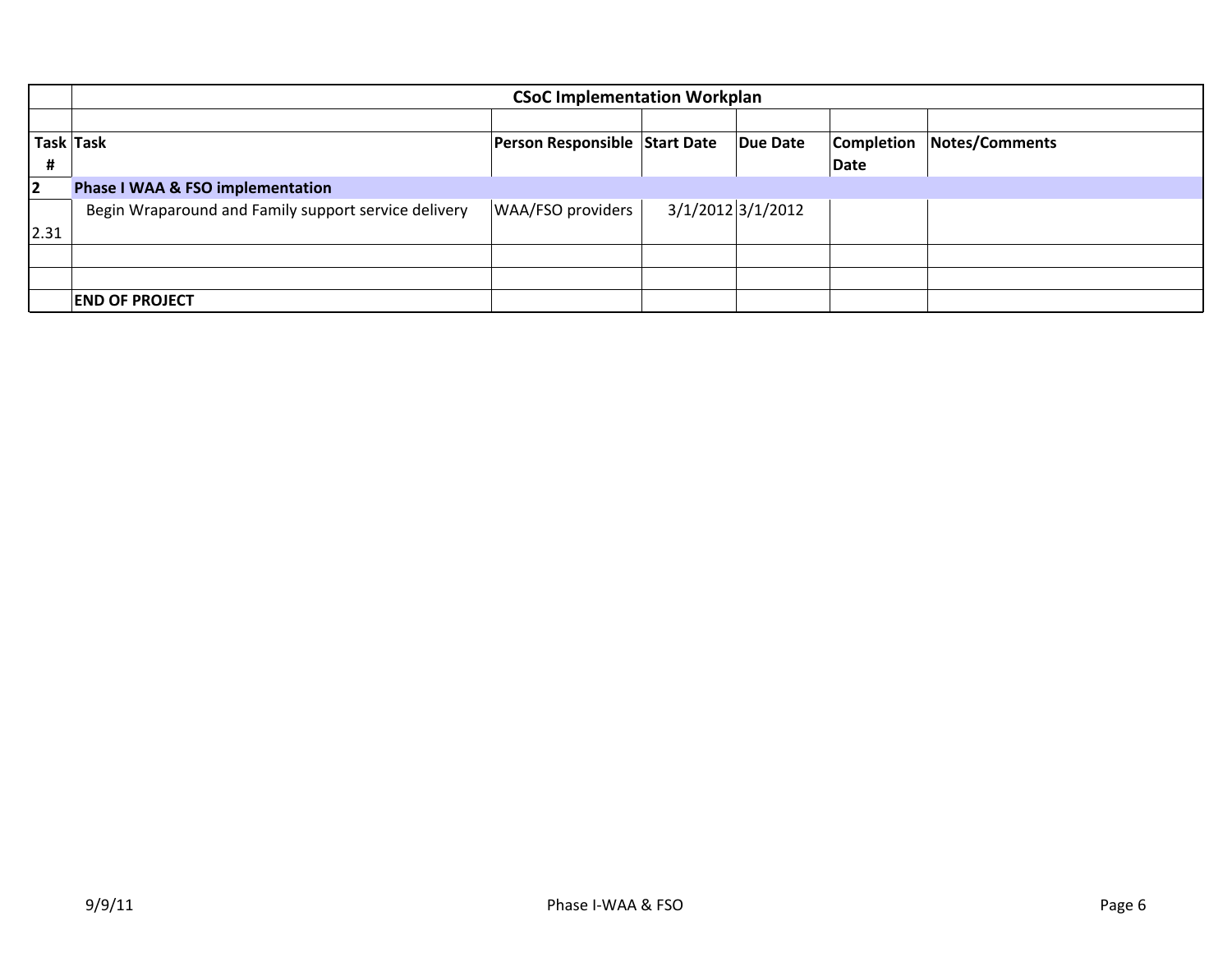| | CSoC Implementation Workplan | | | | | |
|---|---|---|---|---|---|---|
| | | | | | | |
| **Task #** | **Task** | **Person Responsible** | **Start Date** | **Due Date** | **Completion Date** | **Notes/Comments** |
| **2** | **Phase I WAA & FSO implementation** | | | | | |
| 2.31 | Begin Wraparound and Family support service delivery | WAA/FSO providers | 3/1/2012 | 3/1/2012 | | |
| | | | | | | |
| | | | | | | |
| | **END OF PROJECT** | | | | | |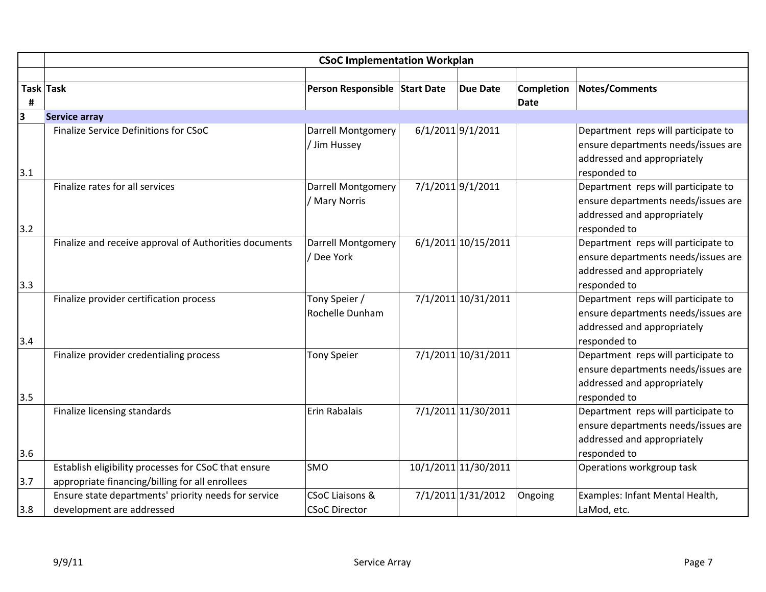| | CSoC Implementation Workplan | | | | | |
|---|---|---|---|---|---|---|
| **Task #** | **Task** | **Person Responsible** | **Start Date** | **Due Date** | **Completion Date** | **Notes/Comments** |
| **3** | **Service array** | | | | | |
| 3.1 | Finalize Service Definitions for CSoC | Darrell Montgomery / Jim Hussey | 6/1/2011 | 9/1/2011 | | Department reps will participate to ensure departments needs/issues are addressed and appropriately responded to |
| 3.2 | Finalize rates for all services | Darrell Montgomery / Mary Norris | 7/1/2011 | 9/1/2011 | | Department reps will participate to ensure departments needs/issues are addressed and appropriately responded to |
| 3.3 | Finalize and receive approval of Authorities documents | Darrell Montgomery / Dee York | 6/1/2011 | 10/15/2011 | | Department reps will participate to ensure departments needs/issues are addressed and appropriately responded to |
| 3.4 | Finalize provider certification process | Tony Speier / Rochelle Dunham | 7/1/2011 | 10/31/2011 | | Department reps will participate to ensure departments needs/issues are addressed and appropriately responded to |
| 3.5 | Finalize provider credentialing process | Tony Speier | 7/1/2011 | 10/31/2011 | | Department reps will participate to ensure departments needs/issues are addressed and appropriately responded to |
| 3.6 | Finalize licensing standards | Erin Rabalais | 7/1/2011 | 11/30/2011 | | Department reps will participate to ensure departments needs/issues are addressed and appropriately responded to |
| 3.7 | Establish eligibility processes for CSoC that ensure appropriate financing/billing for all enrollees | SMO | 10/1/2011 | 11/30/2011 | | Operations workgroup task |
| 3.8 | Ensure state departments' priority needs for service development are addressed | CSoC Liaisons & CSoC Director | 7/1/2011 | 1/31/2012 | Ongoing | Examples: Infant Mental Health, LaMod, etc. |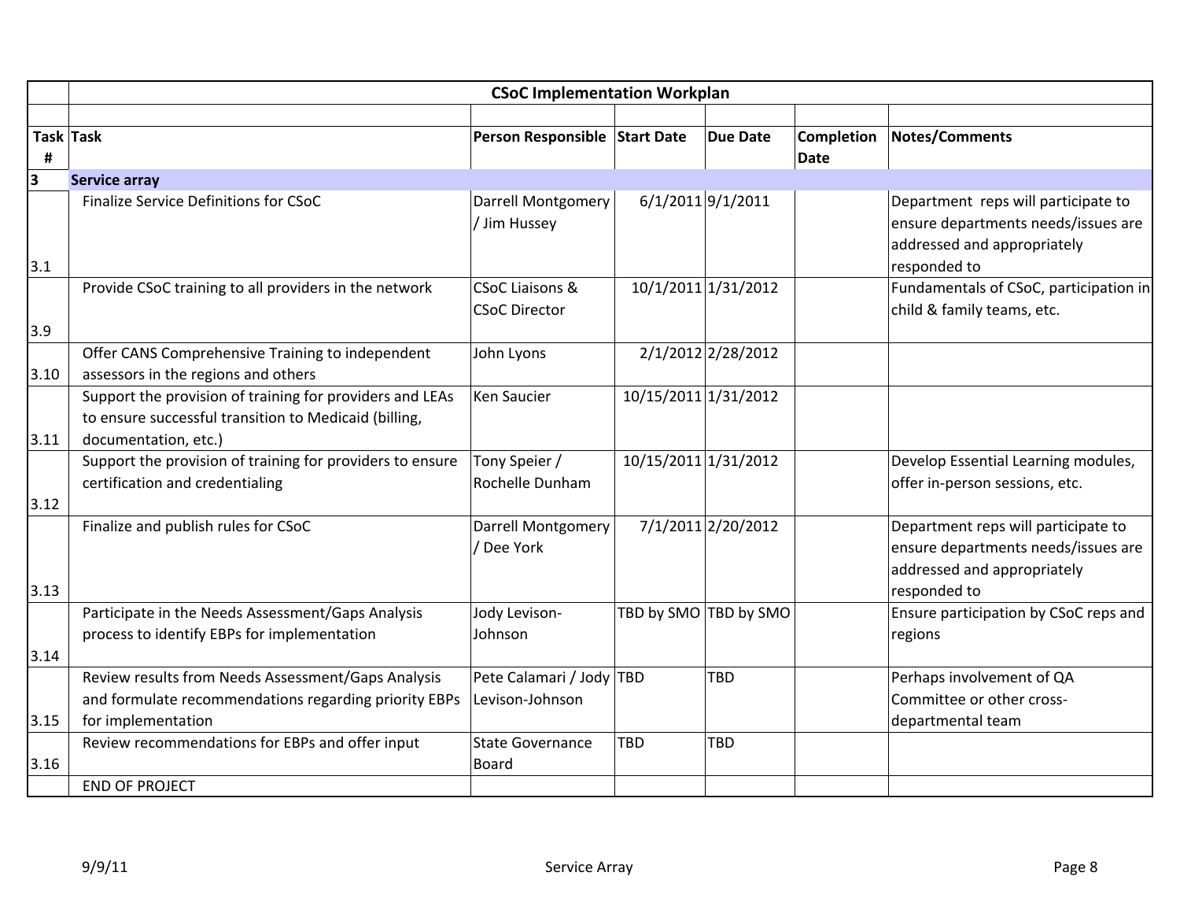| | **CSoC Implementation Workplan** | | | | | |
|---|---|---|---|---|---|---|
| | | | | | | |
| **Task #** | **Task** | **Person Responsible** | **Start Date** | **Due Date** | **Completion Date** | **Notes/Comments** |
| **3** | **Service array** | | | | | |
| 3.1 | Finalize Service Definitions for CSoC | Darrell Montgomery / Jim Hussey | 6/1/2011 | 9/1/2011 | | Department reps will participate to ensure departments needs/issues are addressed and appropriately responded to |
| 3.9 | Provide CSoC training to all providers in the network | CSoC Liaisons & CSoC Director | 10/1/2011 | 1/31/2012 | | Fundamentals of CSoC, participation in child & family teams, etc. |
| 3.10 | Offer CANS Comprehensive Training to independent assessors in the regions and others | John Lyons | 2/1/2012 | 2/28/2012 | | |
| 3.11 | Support the provision of training for providers and LEAs to ensure successful transition to Medicaid (billing, documentation, etc.) | Ken Saucier | 10/15/2011 | 1/31/2012 | | |
| 3.12 | Support the provision of training for providers to ensure certification and credentialing | Tony Speier / Rochelle Dunham | 10/15/2011 | 1/31/2012 | | Develop Essential Learning modules, offer in-person sessions, etc. |
| 3.13 | Finalize and publish rules for CSoC | Darrell Montgomery / Dee York | 7/1/2011 | 2/20/2012 | | Department reps will participate to ensure departments needs/issues are addressed and appropriately responded to |
| 3.14 | Participate in the Needs Assessment/Gaps Analysis process to identify EBPs for implementation | Jody Levison-Johnson | TBD by SMO | TBD by SMO | | Ensure participation by CSoC reps and regions |
| 3.15 | Review results from Needs Assessment/Gaps Analysis and formulate recommendations regarding priority EBPs for implementation | Pete Calamari / Jody Levison-Johnson | TBD | TBD | | Perhaps involvement of QA Committee or other cross-departmental team |
| 3.16 | Review recommendations for EBPs and offer input | State Governance Board | TBD | TBD | | |
| | END OF PROJECT | | | | | |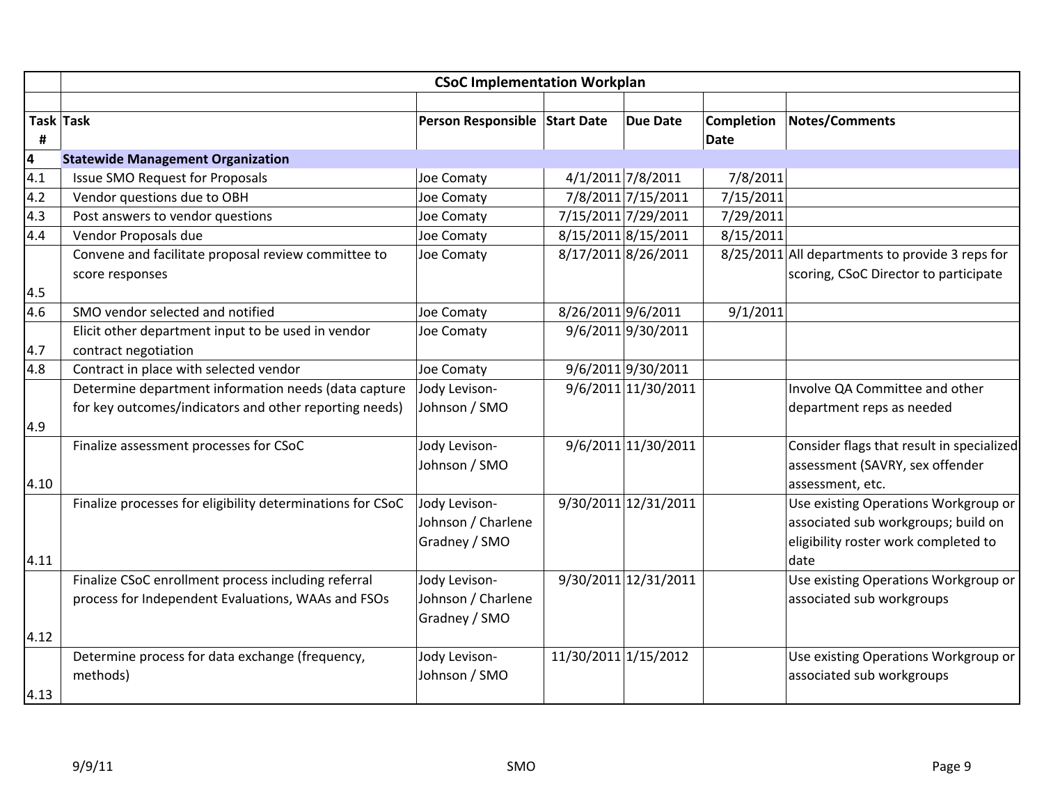| | CSoC Implementation Workplan | | | | | |
|---|---|---|---|---|---|---|
| **Task #** | **Task** | **Person Responsible** | **Start Date** | **Due Date** | **Completion Date** | **Notes/Comments** |
| **4** | **Statewide Management Organization** | | | | | |
| 4.1 | Issue SMO Request for Proposals | Joe Comaty | 4/1/2011 | 7/8/2011 | 7/8/2011 | |
| 4.2 | Vendor questions due to OBH | Joe Comaty | 7/8/2011 | 7/15/2011 | 7/15/2011 | |
| 4.3 | Post answers to vendor questions | Joe Comaty | 7/15/2011 | 7/29/2011 | 7/29/2011 | |
| 4.4 | Vendor Proposals due | Joe Comaty | 8/15/2011 | 8/15/2011 | 8/15/2011 | |
| 4.5 | Convene and facilitate proposal review committee to score responses | Joe Comaty | 8/17/2011 | 8/26/2011 | 8/25/2011 | All departments to provide 3 reps for scoring, CSoC Director to participate |
| 4.6 | SMO vendor selected and notified | Joe Comaty | 8/26/2011 | 9/6/2011 | 9/1/2011 | |
| 4.7 | Elicit other department input to be used in vendor contract negotiation | Joe Comaty | 9/6/2011 | 9/30/2011 | | |
| 4.8 | Contract in place with selected vendor | Joe Comaty | 9/6/2011 | 9/30/2011 | | |
| 4.9 | Determine department information needs (data capture for key outcomes/indicators and other reporting needs) | Jody Levison-Johnson / SMO | 9/6/2011 | 11/30/2011 | | Involve QA Committee and other department reps as needed |
| 4.10 | Finalize assessment processes for CSoC | Jody Levison-Johnson / SMO | 9/6/2011 | 11/30/2011 | | Consider flags that result in specialized assessment (SAVRY, sex offender assessment, etc. |
| 4.11 | Finalize processes for eligibility determinations for CSoC | Jody Levison-Johnson / Charlene Gradney / SMO | 9/30/2011 | 12/31/2011 | | Use existing Operations Workgroup or associated sub workgroups; build on eligibility roster work completed to date |
| 4.12 | Finalize CSoC enrollment process including referral process for Independent Evaluations, WAAs and FSOs | Jody Levison-Johnson / Charlene Gradney / SMO | 9/30/2011 | 12/31/2011 | | Use existing Operations Workgroup or associated sub workgroups |
| 4.13 | Determine process for data exchange (frequency, methods) | Jody Levison-Johnson / SMO | 11/30/2011 | 1/15/2012 | | Use existing Operations Workgroup or associated sub workgroups |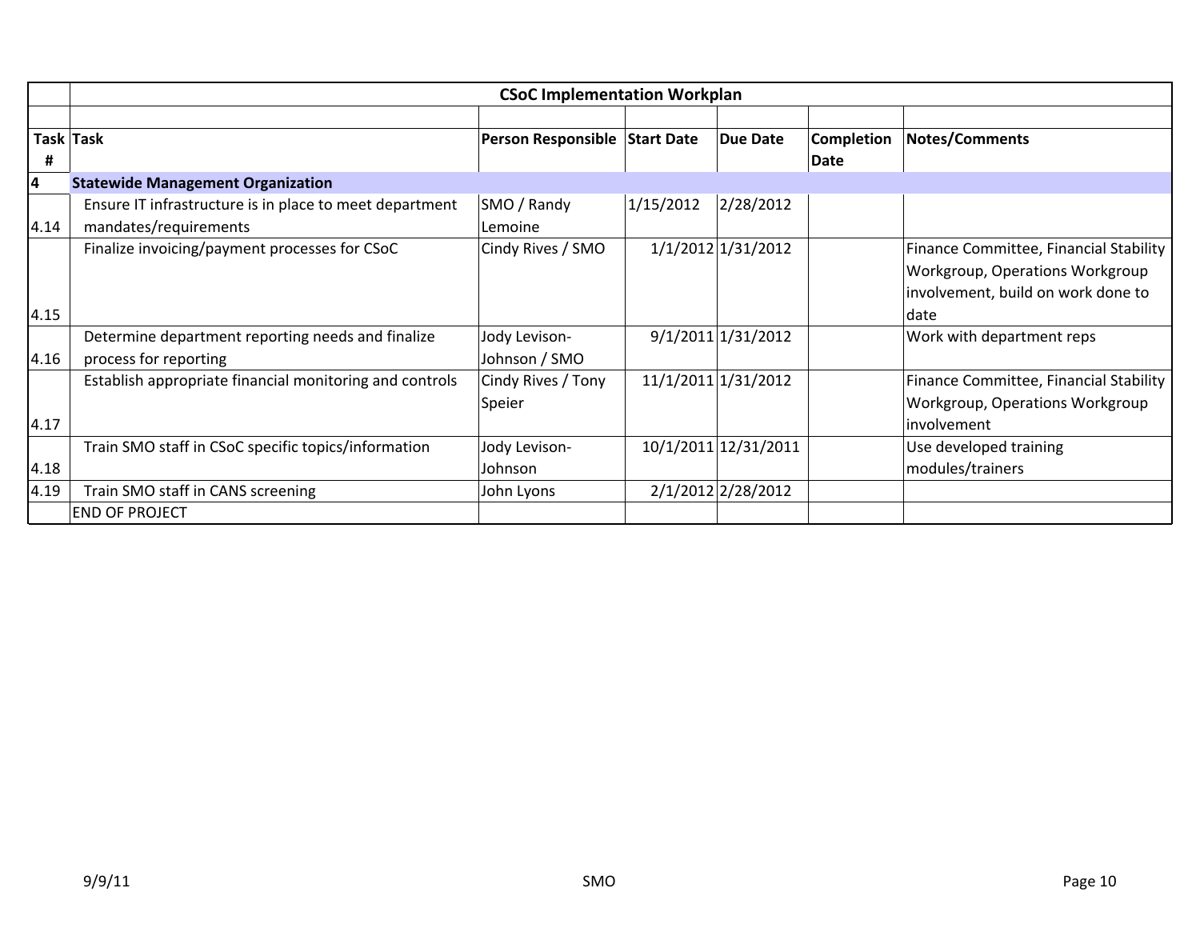| | CSoC Implementation Workplan | | | | | |
|---|---|---|---|---|---|---|
| | | | | | | |
| **Task #** | **Task** | **Person Responsible** | **Start Date** | **Due Date** | **Completion Date** | **Notes/Comments** |
| **4** | **Statewide Management Organization** | | | | | |
| 4.14 | Ensure IT infrastructure is in place to meet department mandates/requirements | SMO / Randy Lemoine | 1/15/2012 | 2/28/2012 | | |
| 4.15 | Finalize invoicing/payment processes for CSoC | Cindy Rives / SMO | 1/1/2012 | 1/31/2012 | | Finance Committee, Financial Stability Workgroup, Operations Workgroup involvement, build on work done to date |
| 4.16 | Determine department reporting needs and finalize process for reporting | Jody Levison-Johnson / SMO | 9/1/2011 | 1/31/2012 | | Work with department reps |
| 4.17 | Establish appropriate financial monitoring and controls | Cindy Rives / Tony Speier | 11/1/2011 | 1/31/2012 | | Finance Committee, Financial Stability Workgroup, Operations Workgroup involvement |
| 4.18 | Train SMO staff in CSoC specific topics/information | Jody Levison-Johnson | 10/1/2011 | 12/31/2011 | | Use developed training modules/trainers |
| 4.19 | Train SMO staff in CANS screening | John Lyons | 2/1/2012 | 2/28/2012 | | |
| | END OF PROJECT | | | | | |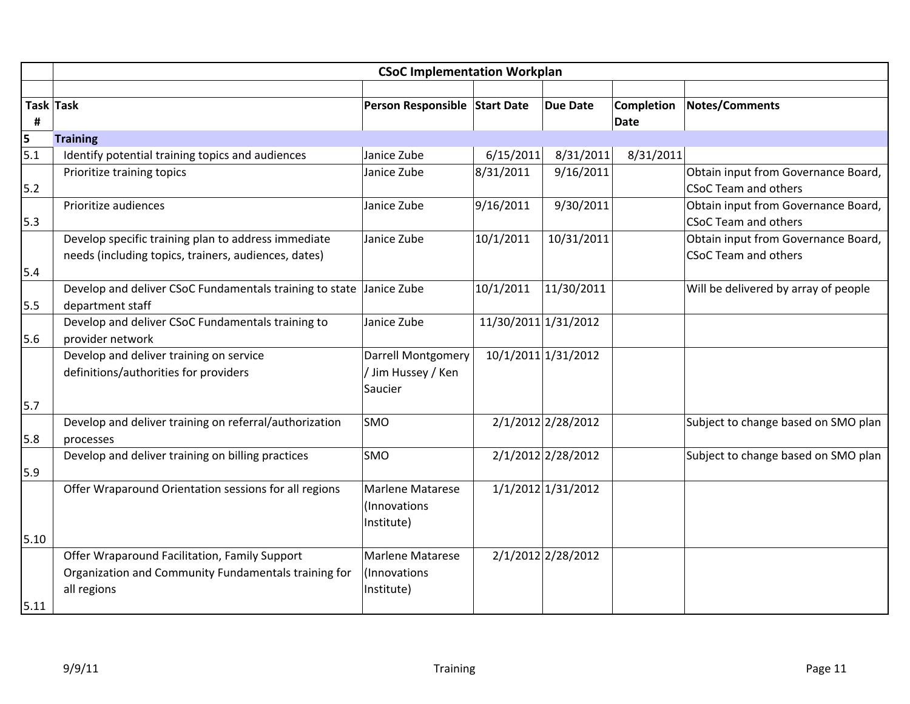| Task # | Task | Person Responsible | Start Date | Due Date | Completion Date | Notes/Comments |
|---|---|---|---|---|---|---|
| | **CSoC Implementation Workplan** | | | | | |
| **5** | **Training** | | | | | |
| 5.1 | Identify potential training topics and audiences | Janice Zube | 6/15/2011 | 8/31/2011 | 8/31/2011 | |
| 5.2 | Prioritize training topics | Janice Zube | 8/31/2011 | 9/16/2011 | | Obtain input from Governance Board, CSoC Team and others |
| 5.3 | Prioritize audiences | Janice Zube | 9/16/2011 | 9/30/2011 | | Obtain input from Governance Board, CSoC Team and others |
| 5.4 | Develop specific training plan to address immediate needs (including topics, trainers, audiences, dates) | Janice Zube | 10/1/2011 | 10/31/2011 | | Obtain input from Governance Board, CSoC Team and others |
| 5.5 | Develop and deliver CSoC Fundamentals training to state department staff | Janice Zube | 10/1/2011 | 11/30/2011 | | Will be delivered by array of people |
| 5.6 | Develop and deliver CSoC Fundamentals training to provider network | Janice Zube | 11/30/2011 | 1/31/2012 | | |
| 5.7 | Develop and deliver training on service definitions/authorities for providers | Darrell Montgomery / Jim Hussey / Ken Saucier | 10/1/2011 | 1/31/2012 | | |
| 5.8 | Develop and deliver training on referral/authorization processes | SMO | 2/1/2012 | 2/28/2012 | | Subject to change based on SMO plan |
| 5.9 | Develop and deliver training on billing practices | SMO | 2/1/2012 | 2/28/2012 | | Subject to change based on SMO plan |
| 5.10 | Offer Wraparound Orientation sessions for all regions | Marlene Matarese (Innovations Institute) | 1/1/2012 | 1/31/2012 | | |
| 5.11 | Offer Wraparound Facilitation, Family Support Organization and Community Fundamentals training for all regions | Marlene Matarese (Innovations Institute) | 2/1/2012 | 2/28/2012 | | |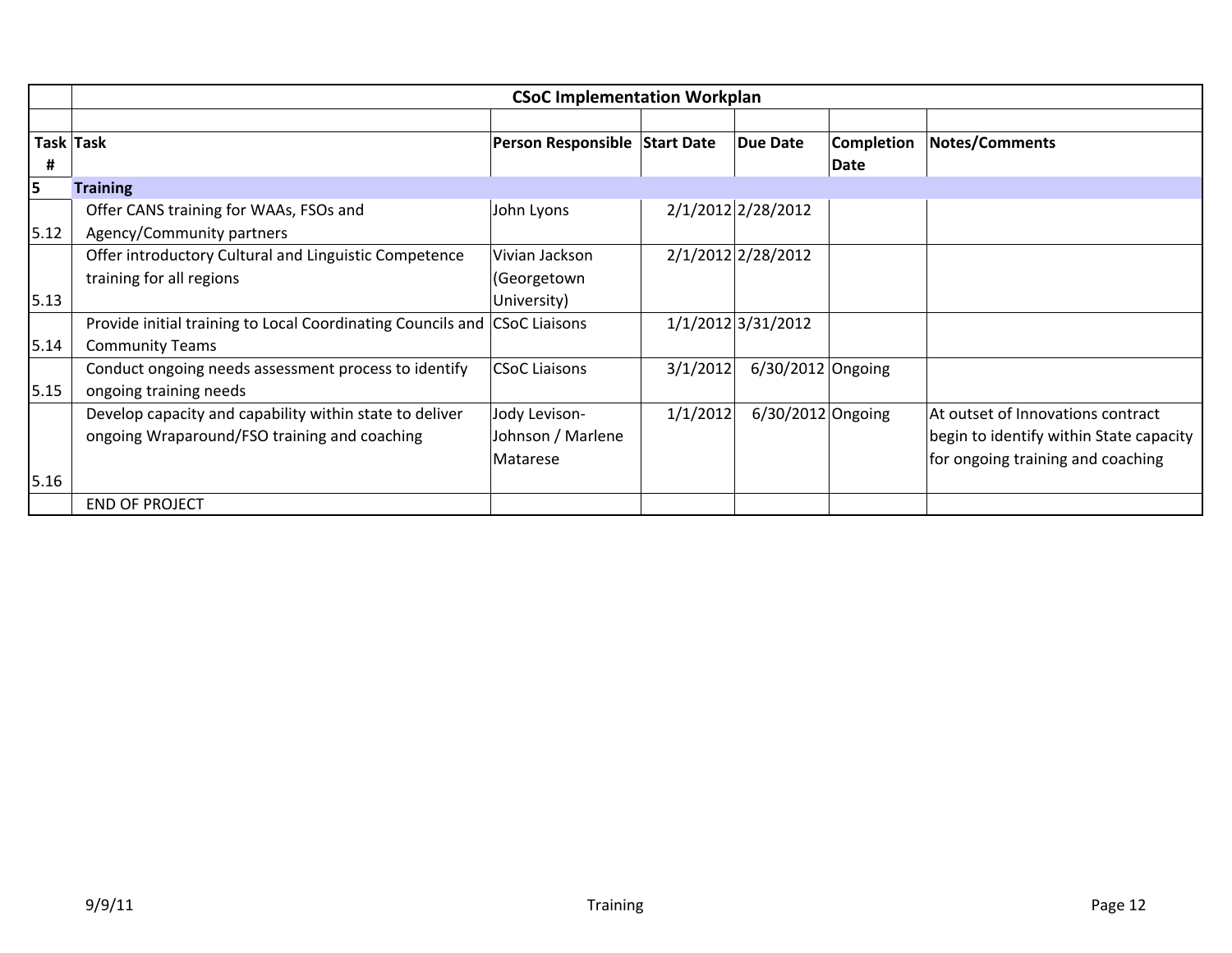| | CSoC Implementation Workplan | | | | | |
|---|---|---|---|---|---|---|
| | | | | | | |
| **Task #** | **Task** | **Person Responsible** | **Start Date** | **Due Date** | **Completion Date** | **Notes/Comments** |
| **5** | **Training** | | | | | |
| 5.12 | Offer CANS training for WAAs, FSOs and Agency/Community partners | John Lyons | 2/1/2012 | 2/28/2012 | | |
| 5.13 | Offer introductory Cultural and Linguistic Competence training for all regions | Vivian Jackson (Georgetown University) | 2/1/2012 | 2/28/2012 | | |
| 5.14 | Provide initial training to Local Coordinating Councils and Community Teams | CSoC Liaisons | 1/1/2012 | 3/31/2012 | | |
| 5.15 | Conduct ongoing needs assessment process to identify ongoing training needs | CSoC Liaisons | 3/1/2012 | 6/30/2012 | Ongoing | |
| 5.16 | Develop capacity and capability within state to deliver ongoing Wraparound/FSO training and coaching | Jody Levison-Johnson / Marlene Matarese | 1/1/2012 | 6/30/2012 | Ongoing | At outset of Innovations contract begin to identify within State capacity for ongoing training and coaching |
| | END OF PROJECT | | | | | |

9/9/11 Training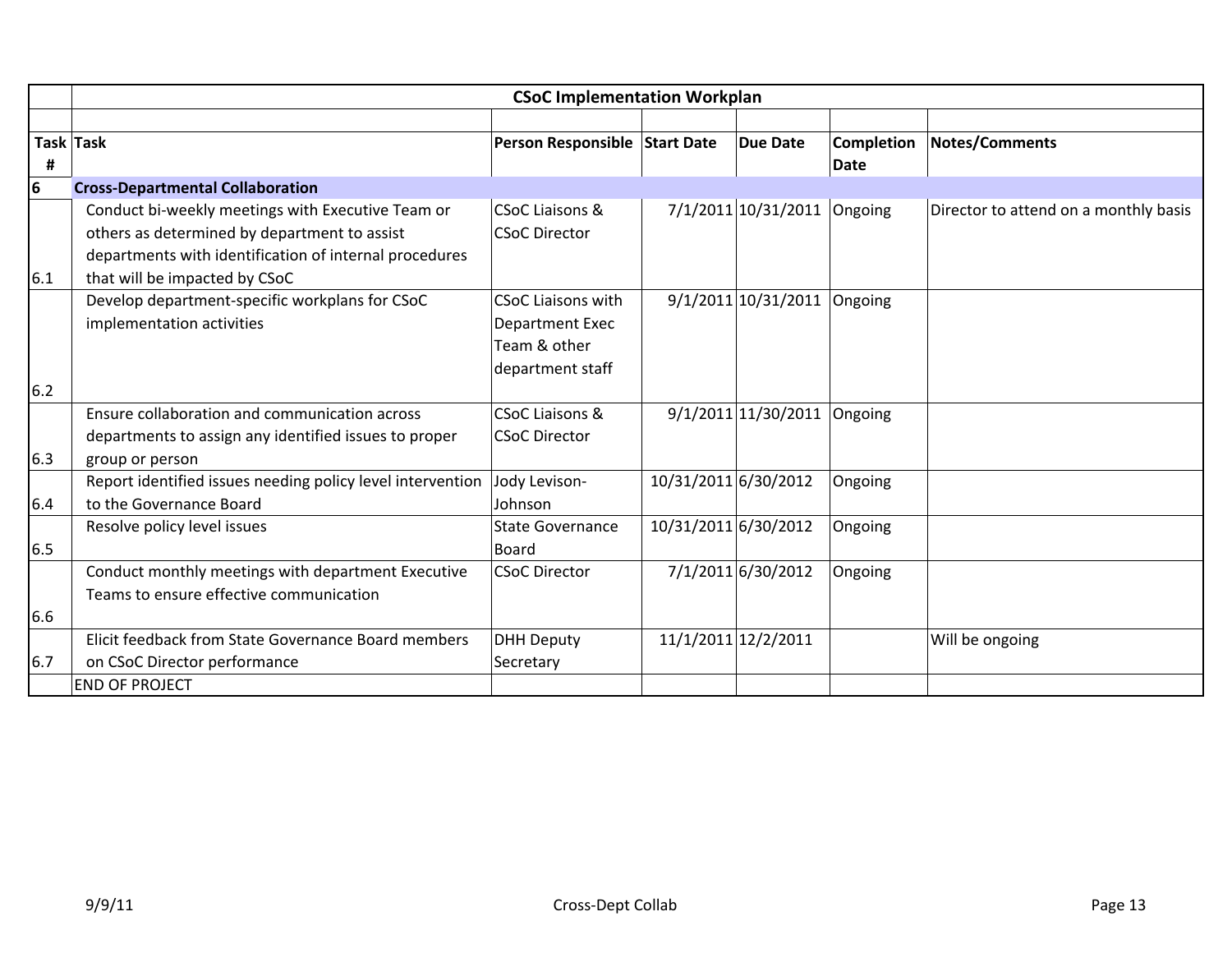| | CSoC Implementation Workplan | | | | | |
|---|---|---|---|---|---|---|
| **Task #** | **Task** | **Person Responsible** | **Start Date** | **Due Date** | **Completion Date** | **Notes/Comments** |
| **6** | **Cross-Departmental Collaboration** | | | | | |
| 6.1 | Conduct bi-weekly meetings with Executive Team or others as determined by department to assist departments with identification of internal procedures that will be impacted by CSoC | CSoC Liaisons & CSoC Director | 7/1/2011 | 10/31/2011 | Ongoing | Director to attend on a monthly basis |
| 6.2 | Develop department-specific workplans for CSoC implementation activities | CSoC Liaisons with Department Exec Team & other department staff | 9/1/2011 | 10/31/2011 | Ongoing | |
| 6.3 | Ensure collaboration and communication across departments to assign any identified issues to proper group or person | CSoC Liaisons & CSoC Director | 9/1/2011 | 11/30/2011 | Ongoing | |
| 6.4 | Report identified issues needing policy level intervention to the Governance Board | Jody Levison-Johnson | 10/31/2011 | 6/30/2012 | Ongoing | |
| 6.5 | Resolve policy level issues | State Governance Board | 10/31/2011 | 6/30/2012 | Ongoing | |
| 6.6 | Conduct monthly meetings with department Executive Teams to ensure effective communication | CSoC Director | 7/1/2011 | 6/30/2012 | Ongoing | |
| 6.7 | Elicit feedback from State Governance Board members on CSoC Director performance | DHH Deputy Secretary | 11/1/2011 | 12/2/2011 | | Will be ongoing |
| | END OF PROJECT | | | | | |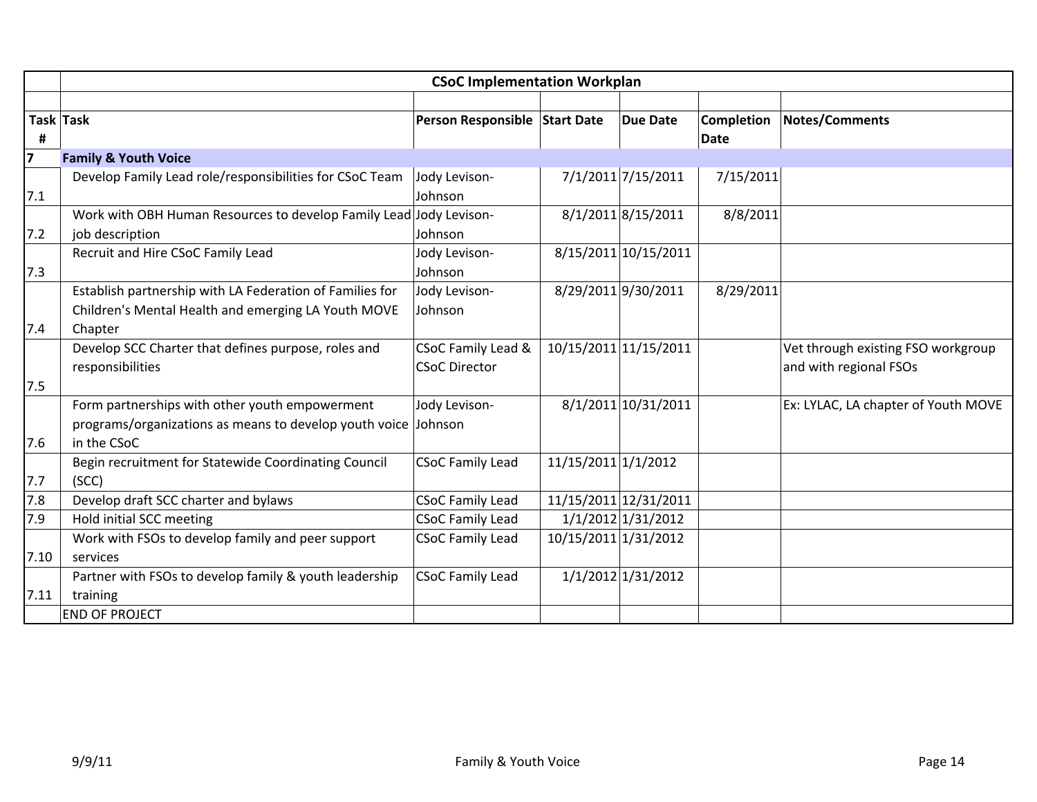| | **CSoC Implementation Workplan** | | | | | |
|---|---|---|---|---|---|---|
| **Task #** | **Task** | **Person Responsible** | **Start Date** | **Due Date** | **Completion Date** | **Notes/Comments** |
| **7** | **Family & Youth Voice** | | | | | |
| 7.1 | Develop Family Lead role/responsibilities for CSoC Team | Jody Levison-Johnson | 7/1/2011 | 7/15/2011 | 7/15/2011 | |
| 7.2 | Work with OBH Human Resources to develop Family Lead job description | Jody Levison-Johnson | 8/1/2011 | 8/15/2011 | 8/8/2011 | |
| 7.3 | Recruit and Hire CSoC Family Lead | Jody Levison-Johnson | 8/15/2011 | 10/15/2011 | | |
| 7.4 | Establish partnership with LA Federation of Families for Children's Mental Health and emerging LA Youth MOVE Chapter | Jody Levison-Johnson | 8/29/2011 | 9/30/2011 | 8/29/2011 | |
| 7.5 | Develop SCC Charter that defines purpose, roles and responsibilities | CSoC Family Lead & CSoC Director | 10/15/2011 | 11/15/2011 | | Vet through existing FSO workgroup and with regional FSOs |
| 7.6 | Form partnerships with other youth empowerment programs/organizations as means to develop youth voice in the CSoC | Jody Levison-Johnson | 8/1/2011 | 10/31/2011 | | Ex: LYLAC, LA chapter of Youth MOVE |
| 7.7 | Begin recruitment for Statewide Coordinating Council (SCC) | CSoC Family Lead | 11/15/2011 | 1/1/2012 | | |
| 7.8 | Develop draft SCC charter and bylaws | CSoC Family Lead | 11/15/2011 | 12/31/2011 | | |
| 7.9 | Hold initial SCC meeting | CSoC Family Lead | 1/1/2012 | 1/31/2012 | | |
| 7.10 | Work with FSOs to develop family and peer support services | CSoC Family Lead | 10/15/2011 | 1/31/2012 | | |
| 7.11 | Partner with FSOs to develop family & youth leadership training | CSoC Family Lead | 1/1/2012 | 1/31/2012 | | |
| | END OF PROJECT | | | | | |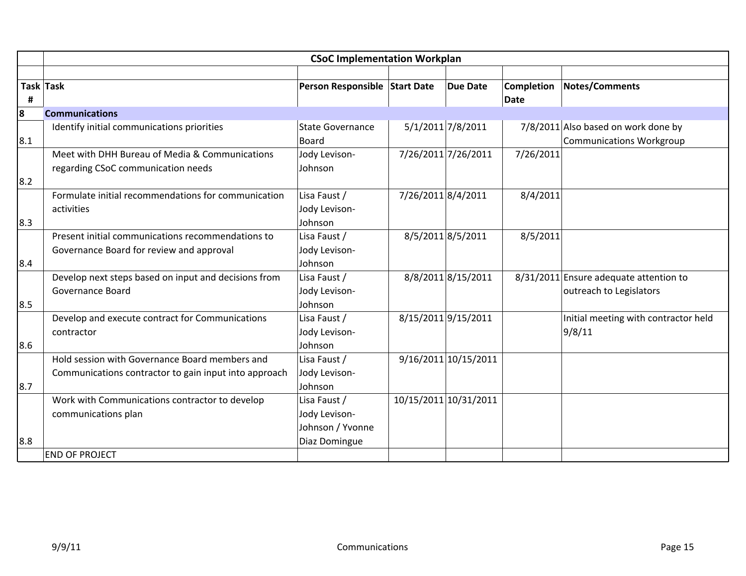## CSoC Implementation Workplan

| Task # | Task | Person Responsible | Start Date | Due Date | Completion Date | Notes/Comments |
|---|---|---|---|---|---|---|
| **8** | **Communications** | | | | | |
| 8.1 | Identify initial communications priorities | State Governance Board | 5/1/2011 | 7/8/2011 | 7/8/2011 | Also based on work done by Communications Workgroup |
| 8.2 | Meet with DHH Bureau of Media & Communications regarding CSoC communication needs | Jody Levison-Johnson | 7/26/2011 | 7/26/2011 | 7/26/2011 | |
| 8.3 | Formulate initial recommendations for communication activities | Lisa Faust / Jody Levison-Johnson | 7/26/2011 | 8/4/2011 | 8/4/2011 | |
| 8.4 | Present initial communications recommendations to Governance Board for review and approval | Lisa Faust / Jody Levison-Johnson | 8/5/2011 | 8/5/2011 | 8/5/2011 | |
| 8.5 | Develop next steps based on input and decisions from Governance Board | Lisa Faust / Jody Levison-Johnson | 8/8/2011 | 8/15/2011 | 8/31/2011 | Ensure adequate attention to outreach to Legislators |
| 8.6 | Develop and execute contract for Communications contractor | Lisa Faust / Jody Levison-Johnson | 8/15/2011 | 9/15/2011 | | Initial meeting with contractor held 9/8/11 |
| 8.7 | Hold session with Governance Board members and Communications contractor to gain input into approach | Lisa Faust / Jody Levison-Johnson | 9/16/2011 | 10/15/2011 | | |
| 8.8 | Work with Communications contractor to develop communications plan | Lisa Faust / Jody Levison-Johnson / Yvonne Diaz Domingue | 10/15/2011 | 10/31/2011 | | |
| | END OF PROJECT | | | | | |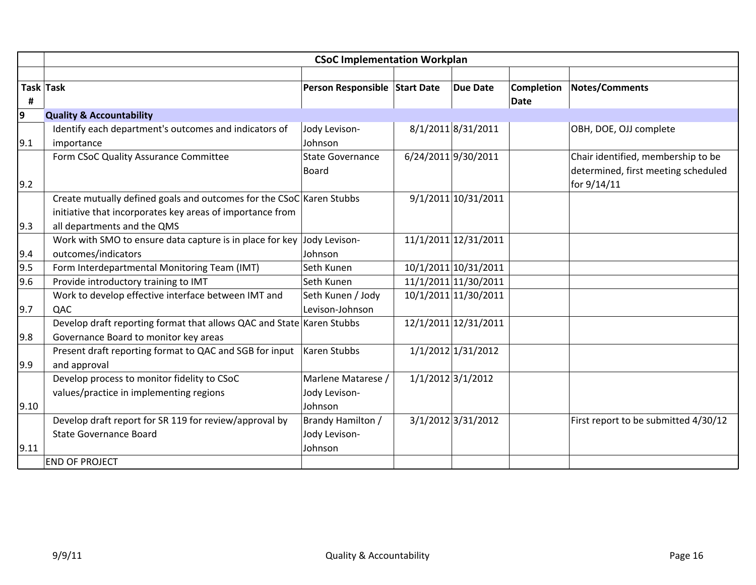| | CSoC Implementation Workplan | | | | | |
|---|---|---|---|---|---|---|
| **Task #** | **Task** | **Person Responsible** | **Start Date** | **Due Date** | **Completion Date** | **Notes/Comments** |
| **9** | **Quality & Accountability** | | | | | |
| 9.1 | Identify each department's outcomes and indicators of importance | Jody Levison-Johnson | 8/1/2011 | 8/31/2011 | | OBH, DOE, OJJ complete |
| 9.2 | Form CSoC Quality Assurance Committee | State Governance Board | 6/24/2011 | 9/30/2011 | | Chair identified, membership to be determined, first meeting scheduled for 9/14/11 |
| 9.3 | Create mutually defined goals and outcomes for the CSoC initiative that incorporates key areas of importance from all departments and the QMS | Karen Stubbs | 9/1/2011 | 10/31/2011 | | |
| 9.4 | Work with SMO to ensure data capture is in place for key outcomes/indicators | Jody Levison-Johnson | 11/1/2011 | 12/31/2011 | | |
| 9.5 | Form Interdepartmental Monitoring Team (IMT) | Seth Kunen | 10/1/2011 | 10/31/2011 | | |
| 9.6 | Provide introductory training to IMT | Seth Kunen | 11/1/2011 | 11/30/2011 | | |
| 9.7 | Work to develop effective interface between IMT and QAC | Seth Kunen / Jody Levison-Johnson | 10/1/2011 | 11/30/2011 | | |
| 9.8 | Develop draft reporting format that allows QAC and State Governance Board to monitor key areas | Karen Stubbs | 12/1/2011 | 12/31/2011 | | |
| 9.9 | Present draft reporting format to QAC and SGB for input and approval | Karen Stubbs | 1/1/2012 | 1/31/2012 | | |
| 9.10 | Develop process to monitor fidelity to CSoC values/practice in implementing regions | Marlene Matarese / Jody Levison-Johnson | 1/1/2012 | 3/1/2012 | | |
| 9.11 | Develop draft report for SR 119 for review/approval by State Governance Board | Brandy Hamilton / Jody Levison-Johnson | 3/1/2012 | 3/31/2012 | | First report to be submitted 4/30/12 |
| | END OF PROJECT | | | | | |